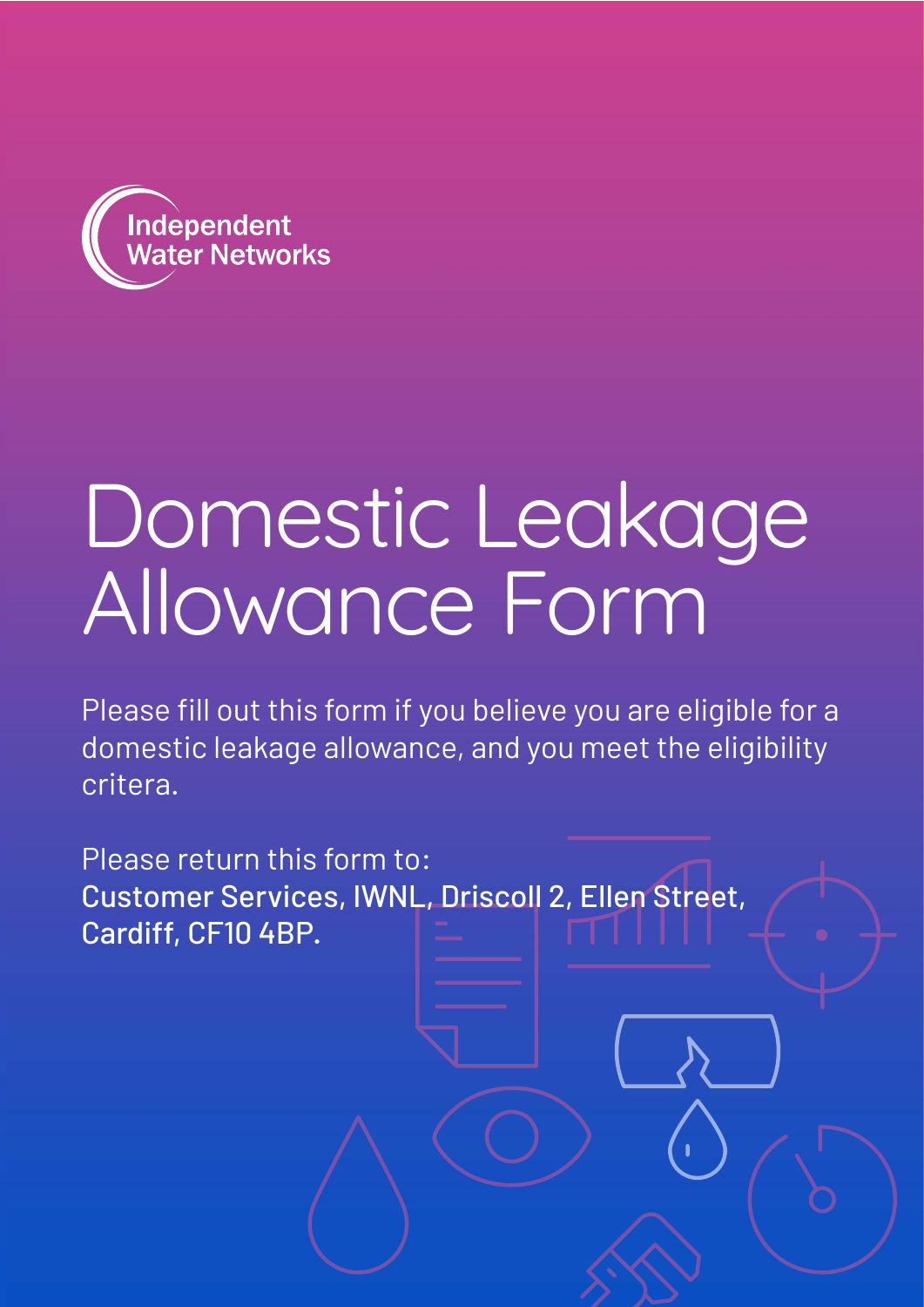Independent Water Networks

# Domestic Leakage Allowance Form

Please fill out this form if you believe you are eligible for a domestic leakage allowance, and you meet the eligibility critera.

Please return this form to:
**Customer Services, IWNL, Driscoll 2, Ellen Street, Cardiff, CF10 4BP.**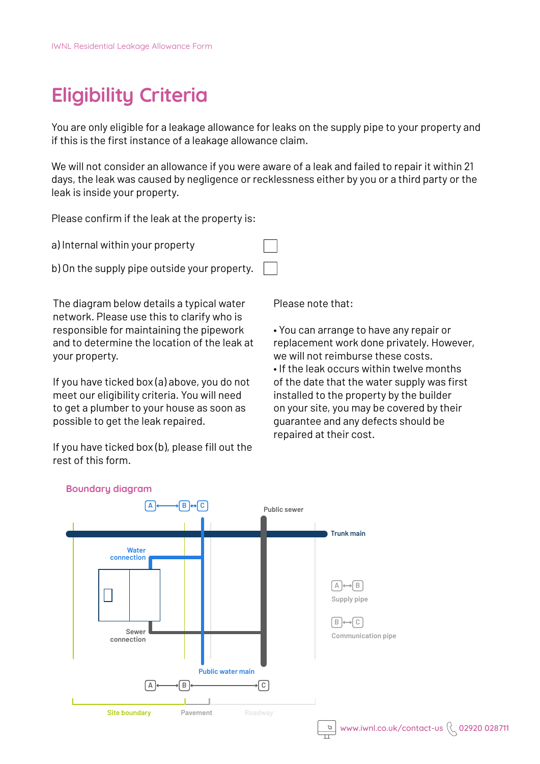# Eligibility Criteria

You are only eligible for a leakage allowance for leaks on the supply pipe to your property and if this is the first instance of a leakage allowance claim.

We will not consider an allowance if you were aware of a leak and failed to repair it within 21 days, the leak was caused by negligence or recklessness either by you or a third party or the leak is inside your property.

Please confirm if the leak at the property is:

a) Internal within your property ☐

b) On the supply pipe outside your property. ☐

The diagram below details a typical water network. Please use this to clarify who is responsible for maintaining the pipework and to determine the location of the leak at your property.

If you have ticked box (a) above, you do not meet our eligibility criteria. You will need to get a plumber to your house as soon as possible to get the leak repaired.

If you have ticked box (b), please fill out the rest of this form.

Please note that:

- You can arrange to have any repair or replacement work done privately. However, we will not reimburse these costs.
- If the leak occurs within twelve months of the date that the water supply was first installed to the property by the builder on your site, you may be covered by their guarantee and any defects should be repaired at their cost.

## Boundary diagram

A ⟷ B ⟷ C

Public sewer

Trunk main

Water connection

Sewer connection

Public water main

A ⟷ B ⟷ C

Site boundary | Pavement | Roadway

A ⟷ B Supply pipe

B ⟷ C Communication pipe

www.iwnl.co.uk/contact-us 02920 028711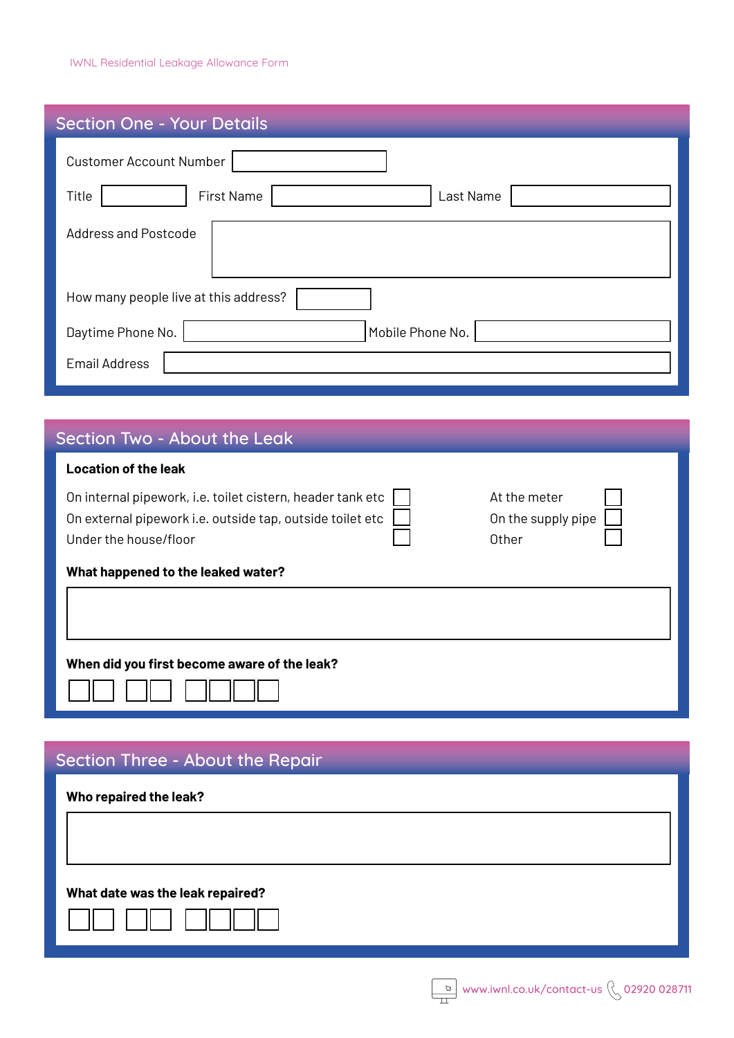## Section One - Your Details

Customer Account Number

Title | First Name | Last Name

Address and Postcode

How many people live at this address?

Daytime Phone No. | Mobile Phone No.

Email Address

## Section Two - About the Leak

**Location of the leak**

- On internal pipework, i.e. toilet cistern, header tank etc ☐
- On external pipework i.e. outside tap, outside toilet etc ☐
- Under the house/floor ☐
- At the meter ☐
- On the supply pipe ☐
- Other ☐

**What happened to the leaked water?**

**When did you first become aware of the leak?**

☐☐ ☐☐ ☐☐☐☐

## Section Three - About the Repair

**Who repaired the leak?**

**What date was the leak repaired?**

☐☐ ☐☐ ☐☐☐☐

www.iwnl.co.uk/contact-us 02920 028711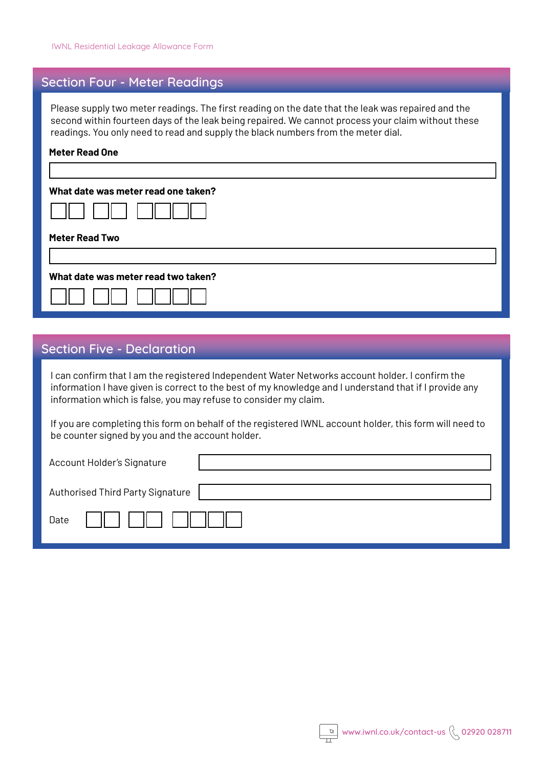## Section Four - Meter Readings

Please supply two meter readings. The first reading on the date that the leak was repaired and the second within fourteen days of the leak being repaired. We cannot process your claim without these readings. You only need to read and supply the black numbers from the meter dial.

**Meter Read One**

**What date was meter read one taken?**

**Meter Read Two**

**What date was meter read two taken?**

## Section Five - Declaration

I can confirm that I am the registered Independent Water Networks account holder. I confirm the information I have given is correct to the best of my knowledge and I understand that if I provide any information which is false, you may refuse to consider my claim.

If you are completing this form on behalf of the registered IWNL account holder, this form will need to be counter signed by you and the account holder.

Account Holder's Signature

Authorised Third Party Signature

Date

www.iwnl.co.uk/contact-us 02920 028711